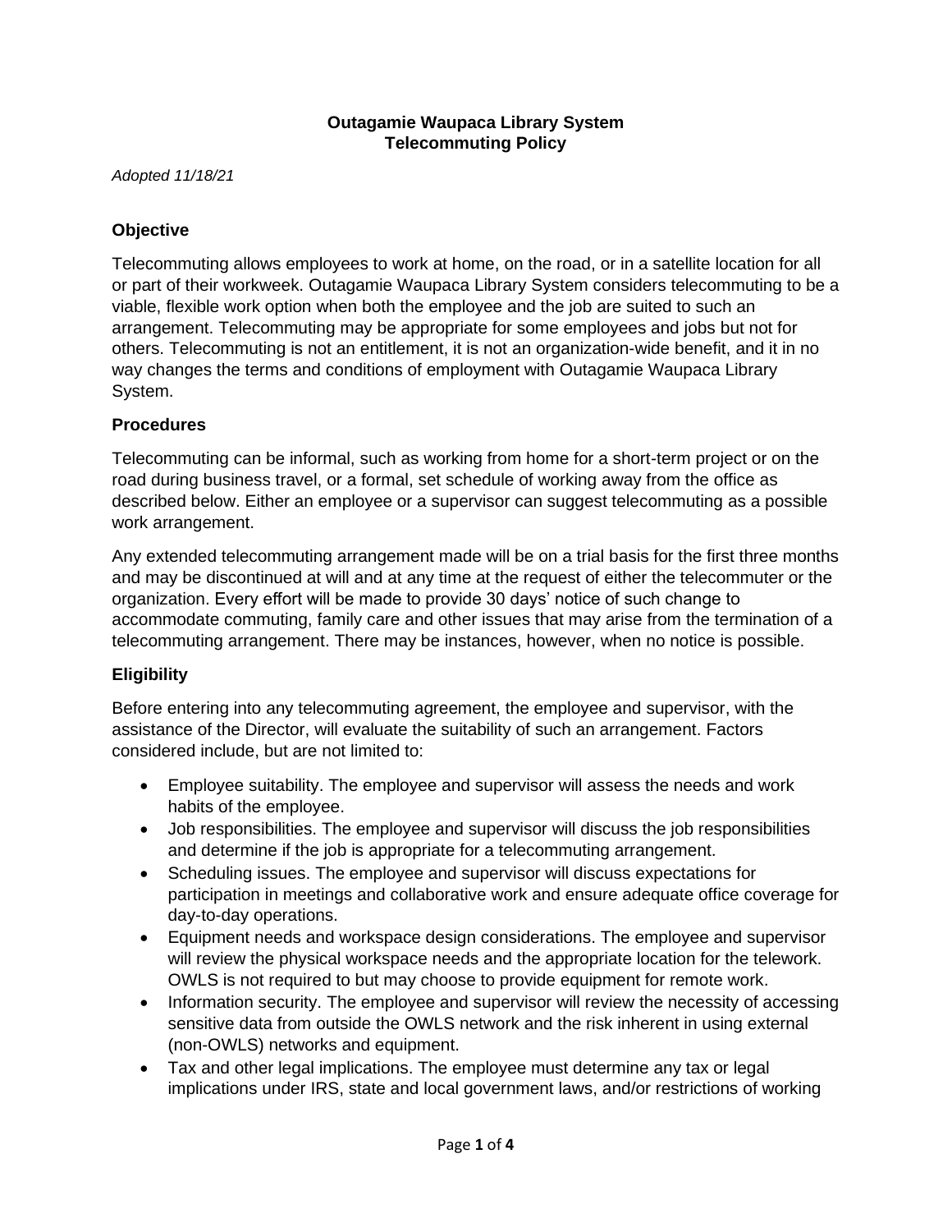**Outagamie Waupaca Library System**
**Telecommuting Policy**

*Adopted 11/18/21*

## Objective

Telecommuting allows employees to work at home, on the road, or in a satellite location for all or part of their workweek. Outagamie Waupaca Library System considers telecommuting to be a viable, flexible work option when both the employee and the job are suited to such an arrangement. Telecommuting may be appropriate for some employees and jobs but not for others. Telecommuting is not an entitlement, it is not an organization-wide benefit, and it in no way changes the terms and conditions of employment with Outagamie Waupaca Library System.

## Procedures

Telecommuting can be informal, such as working from home for a short-term project or on the road during business travel, or a formal, set schedule of working away from the office as described below. Either an employee or a supervisor can suggest telecommuting as a possible work arrangement.

Any extended telecommuting arrangement made will be on a trial basis for the first three months and may be discontinued at will and at any time at the request of either the telecommuter or the organization. Every effort will be made to provide 30 days' notice of such change to accommodate commuting, family care and other issues that may arise from the termination of a telecommuting arrangement. There may be instances, however, when no notice is possible.

## Eligibility

Before entering into any telecommuting agreement, the employee and supervisor, with the assistance of the Director, will evaluate the suitability of such an arrangement. Factors considered include, but are not limited to:

- Employee suitability. The employee and supervisor will assess the needs and work habits of the employee.
- Job responsibilities. The employee and supervisor will discuss the job responsibilities and determine if the job is appropriate for a telecommuting arrangement.
- Scheduling issues. The employee and supervisor will discuss expectations for participation in meetings and collaborative work and ensure adequate office coverage for day-to-day operations.
- Equipment needs and workspace design considerations. The employee and supervisor will review the physical workspace needs and the appropriate location for the telework. OWLS is not required to but may choose to provide equipment for remote work.
- Information security. The employee and supervisor will review the necessity of accessing sensitive data from outside the OWLS network and the risk inherent in using external (non-OWLS) networks and equipment.
- Tax and other legal implications. The employee must determine any tax or legal implications under IRS, state and local government laws, and/or restrictions of working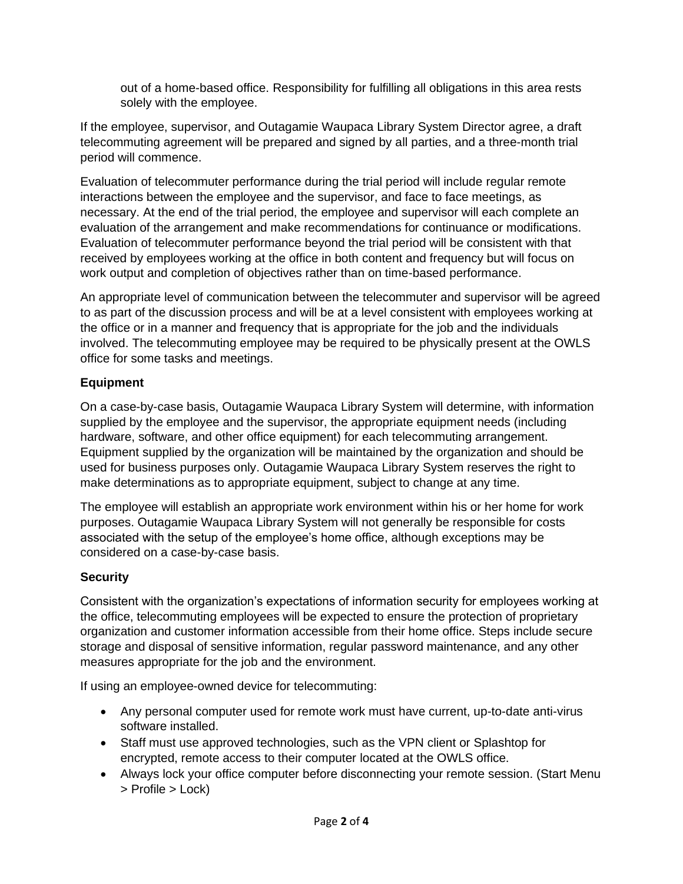out of a home-based office. Responsibility for fulfilling all obligations in this area rests solely with the employee.

If the employee, supervisor, and Outagamie Waupaca Library System Director agree, a draft telecommuting agreement will be prepared and signed by all parties, and a three-month trial period will commence.

Evaluation of telecommuter performance during the trial period will include regular remote interactions between the employee and the supervisor, and face to face meetings, as necessary. At the end of the trial period, the employee and supervisor will each complete an evaluation of the arrangement and make recommendations for continuance or modifications. Evaluation of telecommuter performance beyond the trial period will be consistent with that received by employees working at the office in both content and frequency but will focus on work output and completion of objectives rather than on time-based performance.

An appropriate level of communication between the telecommuter and supervisor will be agreed to as part of the discussion process and will be at a level consistent with employees working at the office or in a manner and frequency that is appropriate for the job and the individuals involved. The telecommuting employee may be required to be physically present at the OWLS office for some tasks and meetings.

**Equipment**

On a case-by-case basis, Outagamie Waupaca Library System will determine, with information supplied by the employee and the supervisor, the appropriate equipment needs (including hardware, software, and other office equipment) for each telecommuting arrangement. Equipment supplied by the organization will be maintained by the organization and should be used for business purposes only. Outagamie Waupaca Library System reserves the right to make determinations as to appropriate equipment, subject to change at any time.

The employee will establish an appropriate work environment within his or her home for work purposes. Outagamie Waupaca Library System will not generally be responsible for costs associated with the setup of the employee's home office, although exceptions may be considered on a case-by-case basis.

**Security**

Consistent with the organization's expectations of information security for employees working at the office, telecommuting employees will be expected to ensure the protection of proprietary organization and customer information accessible from their home office. Steps include secure storage and disposal of sensitive information, regular password maintenance, and any other measures appropriate for the job and the environment.

If using an employee-owned device for telecommuting:

- Any personal computer used for remote work must have current, up-to-date anti-virus software installed.
- Staff must use approved technologies, such as the VPN client or Splashtop for encrypted, remote access to their computer located at the OWLS office.
- Always lock your office computer before disconnecting your remote session. (Start Menu > Profile > Lock)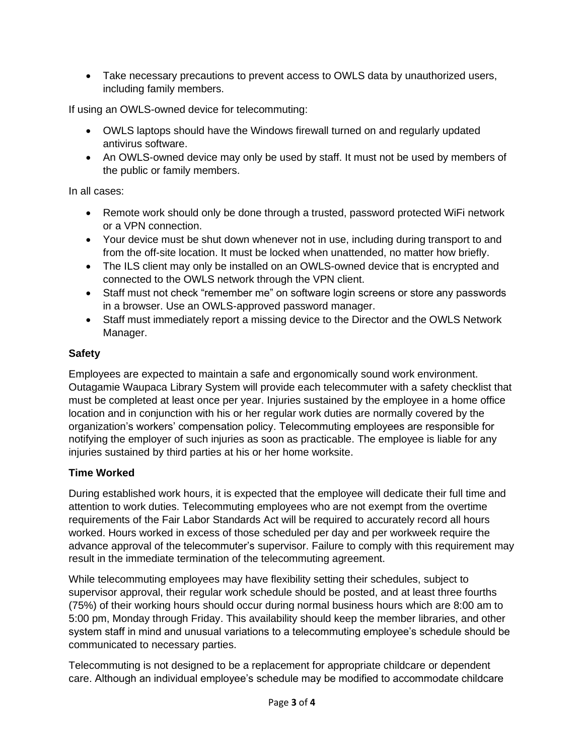- Take necessary precautions to prevent access to OWLS data by unauthorized users, including family members.

If using an OWLS-owned device for telecommuting:

- OWLS laptops should have the Windows firewall turned on and regularly updated antivirus software.
- An OWLS-owned device may only be used by staff. It must not be used by members of the public or family members.

In all cases:

- Remote work should only be done through a trusted, password protected WiFi network or a VPN connection.
- Your device must be shut down whenever not in use, including during transport to and from the off-site location. It must be locked when unattended, no matter how briefly.
- The ILS client may only be installed on an OWLS-owned device that is encrypted and connected to the OWLS network through the VPN client.
- Staff must not check "remember me" on software login screens or store any passwords in a browser. Use an OWLS-approved password manager.
- Staff must immediately report a missing device to the Director and the OWLS Network Manager.

**Safety**

Employees are expected to maintain a safe and ergonomically sound work environment. Outagamie Waupaca Library System will provide each telecommuter with a safety checklist that must be completed at least once per year. Injuries sustained by the employee in a home office location and in conjunction with his or her regular work duties are normally covered by the organization's workers' compensation policy. Telecommuting employees are responsible for notifying the employer of such injuries as soon as practicable. The employee is liable for any injuries sustained by third parties at his or her home worksite.

**Time Worked**

During established work hours, it is expected that the employee will dedicate their full time and attention to work duties. Telecommuting employees who are not exempt from the overtime requirements of the Fair Labor Standards Act will be required to accurately record all hours worked. Hours worked in excess of those scheduled per day and per workweek require the advance approval of the telecommuter's supervisor. Failure to comply with this requirement may result in the immediate termination of the telecommuting agreement.

While telecommuting employees may have flexibility setting their schedules, subject to supervisor approval, their regular work schedule should be posted, and at least three fourths (75%) of their working hours should occur during normal business hours which are 8:00 am to 5:00 pm, Monday through Friday. This availability should keep the member libraries, and other system staff in mind and unusual variations to a telecommuting employee's schedule should be communicated to necessary parties.

Telecommuting is not designed to be a replacement for appropriate childcare or dependent care. Although an individual employee's schedule may be modified to accommodate childcare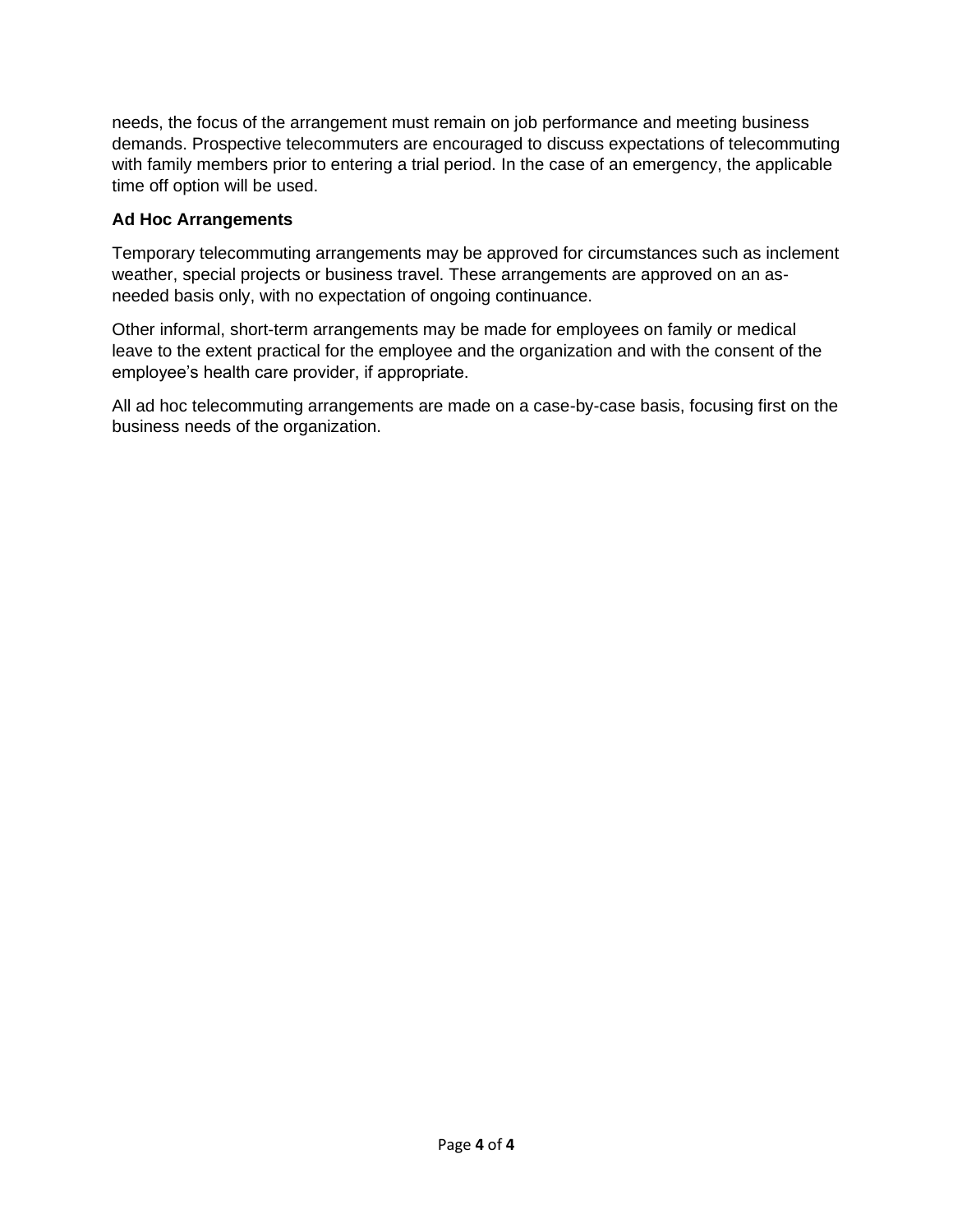needs, the focus of the arrangement must remain on job performance and meeting business demands. Prospective telecommuters are encouraged to discuss expectations of telecommuting with family members prior to entering a trial period. In the case of an emergency, the applicable time off option will be used.

**Ad Hoc Arrangements**

Temporary telecommuting arrangements may be approved for circumstances such as inclement weather, special projects or business travel. These arrangements are approved on an as-needed basis only, with no expectation of ongoing continuance.

Other informal, short-term arrangements may be made for employees on family or medical leave to the extent practical for the employee and the organization and with the consent of the employee's health care provider, if appropriate.

All ad hoc telecommuting arrangements are made on a case-by-case basis, focusing first on the business needs of the organization.